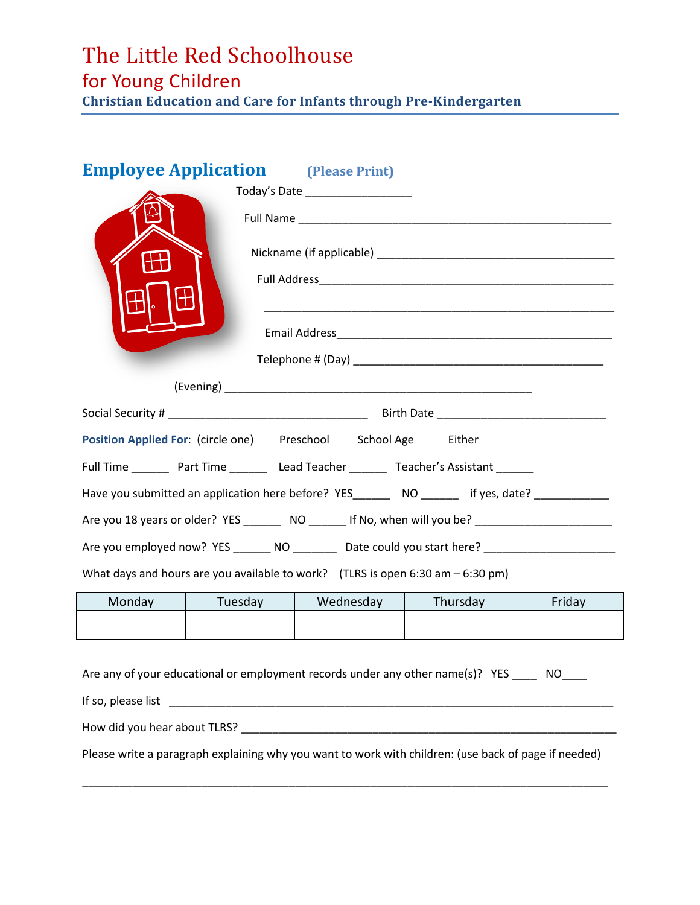# The Little Red Schoolhouse

## for Young Children

**Christian Education and Care for Infants through Pre-Kindergarten**

## Employee Application (Please Print)

Today's Date ________________

Full Name ________________________________________________

Nickname (if applicable) ____________________________________

Full Address_____________________________________________

_______________________________________________________

Email Address____________________________________________

Telephone # (Day) ______________________________________

(Evening) _______________________________________________

Social Security # _______________________________ Birth Date ___________________________

**Position Applied For**: (circle one) Preschool School Age Either

Full Time ______ Part Time ______ Lead Teacher ______ Teacher's Assistant ______

Have you submitted an application here before? YES______ NO ______ if yes, date? ____________

Are you 18 years or older? YES ______ NO ______ If No, when will you be? ______________________

Are you employed now? YES ______ NO _______ Date could you start here? _____________________

What days and hours are you available to work? (TLRS is open 6:30 am – 6:30 pm)

| Monday | Tuesday | Wednesday | Thursday | Friday |
|---|---|---|---|---|
| | | | | |

Are any of your educational or employment records under any other name(s)? YES ____ NO____

If so, please list ________________________________________________________________________

How did you hear about TLRS? ____________________________________________________________

Please write a paragraph explaining why you want to work with children: (use back of page if needed)

_____________________________________________________________________________________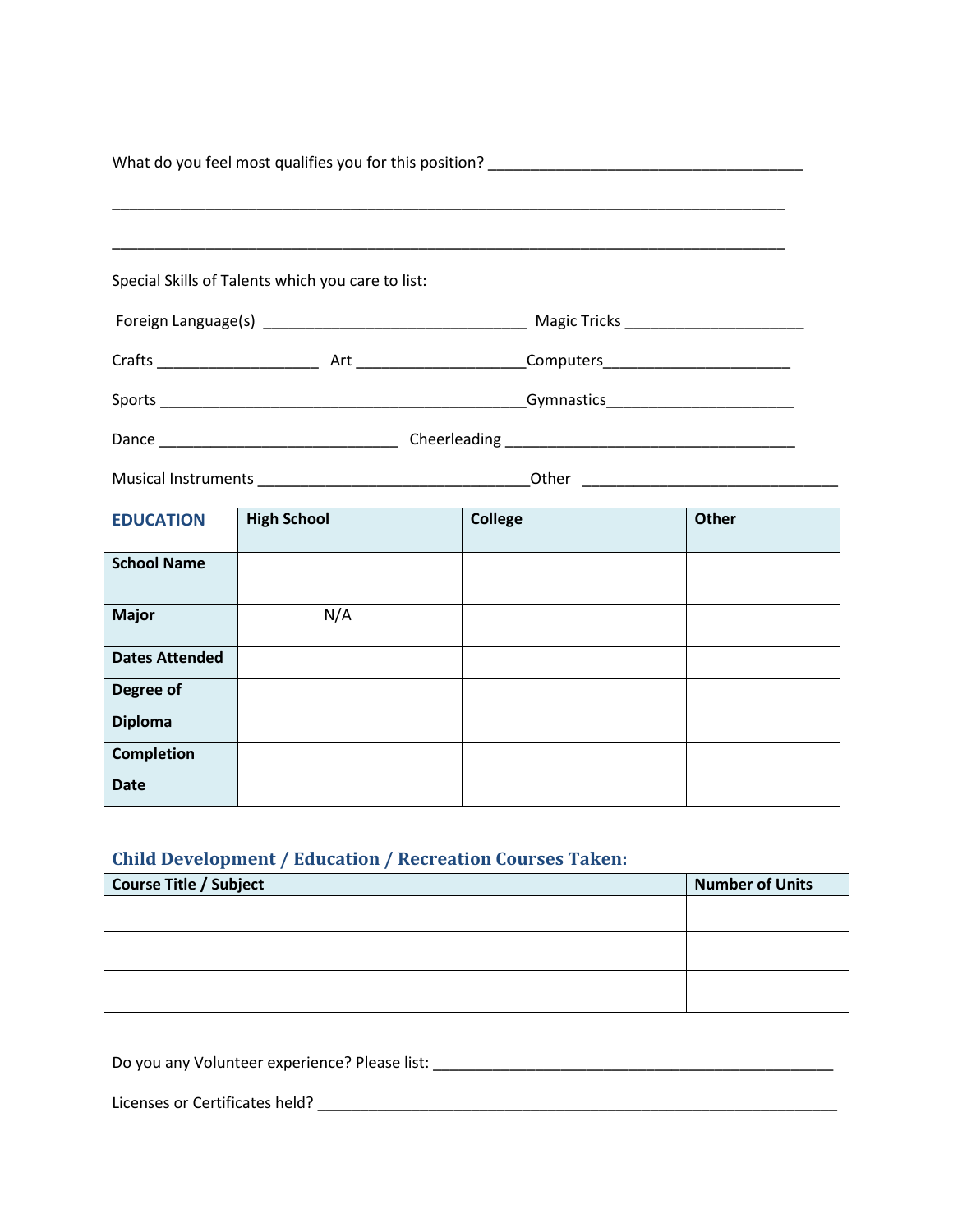What do you feel most qualifies you for this position? _______________________________________

_____________________________________________________________________________________

_____________________________________________________________________________________

Special Skills of Talents which you care to list:

Foreign Language(s) _________________________________ Magic Tricks ______________________

Crafts ____________________ Art _____________________Computers_______________________

Sports _______________________________________________Gymnastics_______________________

Dance ______________________________ Cheerleading ____________________________________

Musical Instruments __________________________________Other ________________________________

| **EDUCATION** | **High School** | **College** | **Other** |
|---|---|---|---|
| **School Name** | | | |
| **Major** | N/A | | |
| **Dates Attended** | | | |
| **Degree of Diploma** | | | |
| **Completion Date** | | | |

## Child Development / Education / Recreation Courses Taken:

| Course Title / Subject | Number of Units |
|---|---|
| | |
| | |
| | |

Do you any Volunteer experience? Please list: ___________________________________________________

Licenses or Certificates held? __________________________________________________________________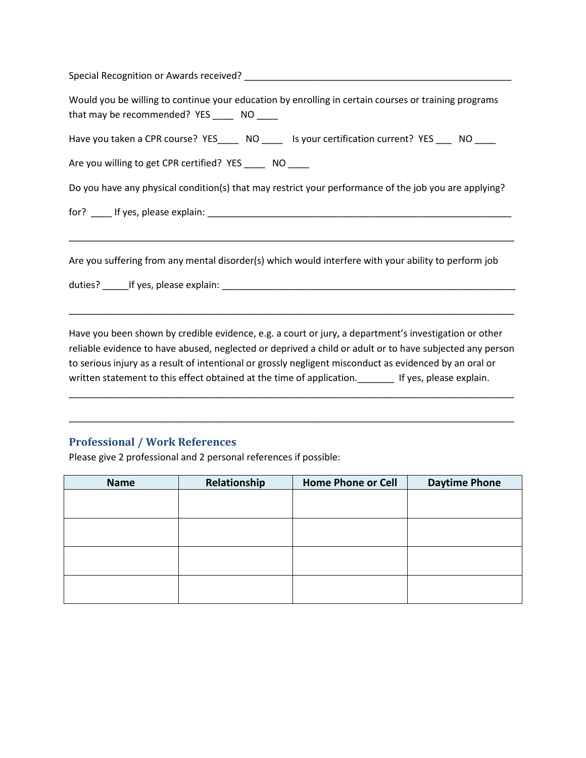Special Recognition or Awards received? ______________________________________________________

Would you be willing to continue your education by enrolling in certain courses or training programs that may be recommended? YES ____ NO ____

Have you taken a CPR course? YES____ NO ____ Is your certification current? YES ___ NO ____

Are you willing to get CPR certified? YES ____ NO ____

Do you have any physical condition(s) that may restrict your performance of the job you are applying?

for? ____ If yes, please explain: ______________________________________________________________

_____________________________________________________________________________________________

Are you suffering from any mental disorder(s) which would interfere with your ability to perform job

duties? _____If yes, please explain: ______________________________________________________________

_____________________________________________________________________________________________

Have you been shown by credible evidence, e.g. a court or jury, a department's investigation or other reliable evidence to have abused, neglected or deprived a child or adult or to have subjected any person to serious injury as a result of intentional or grossly negligent misconduct as evidenced by an oral or written statement to this effect obtained at the time of application._______ If yes, please explain.

_____________________________________________________________________________________________

_____________________________________________________________________________________________

## Professional / Work References

Please give 2 professional and 2 personal references if possible:

| Name | Relationship | Home Phone or Cell | Daytime Phone |
|---|---|---|---|
| | | | |
| | | | |
| | | | |
| | | | |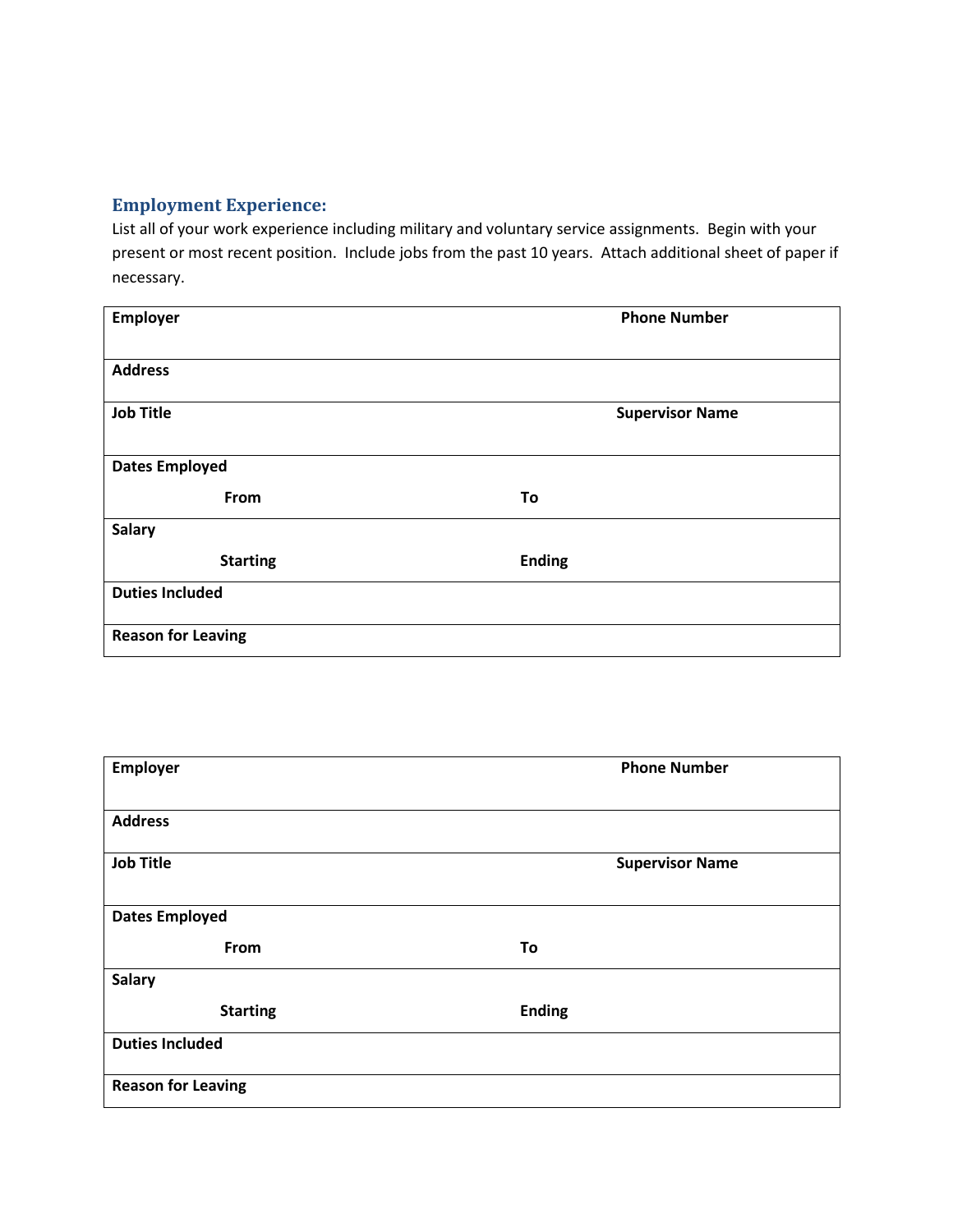## Employment Experience:

List all of your work experience including military and voluntary service assignments. Begin with your present or most recent position. Include jobs from the past 10 years. Attach additional sheet of paper if necessary.

| **Employer** | | **Phone Number** |
|---|---|---|
| **Address** | | |
| **Job Title** | | **Supervisor Name** |
| **Dates Employed** **From** | **To** | |
| **Salary** **Starting** | **Ending** | |
| **Duties Included** | | |
| **Reason for Leaving** | | |

| **Employer** | | **Phone Number** |
|---|---|---|
| **Address** | | |
| **Job Title** | | **Supervisor Name** |
| **Dates Employed** **From** | **To** | |
| **Salary** **Starting** | **Ending** | |
| **Duties Included** | | |
| **Reason for Leaving** | | |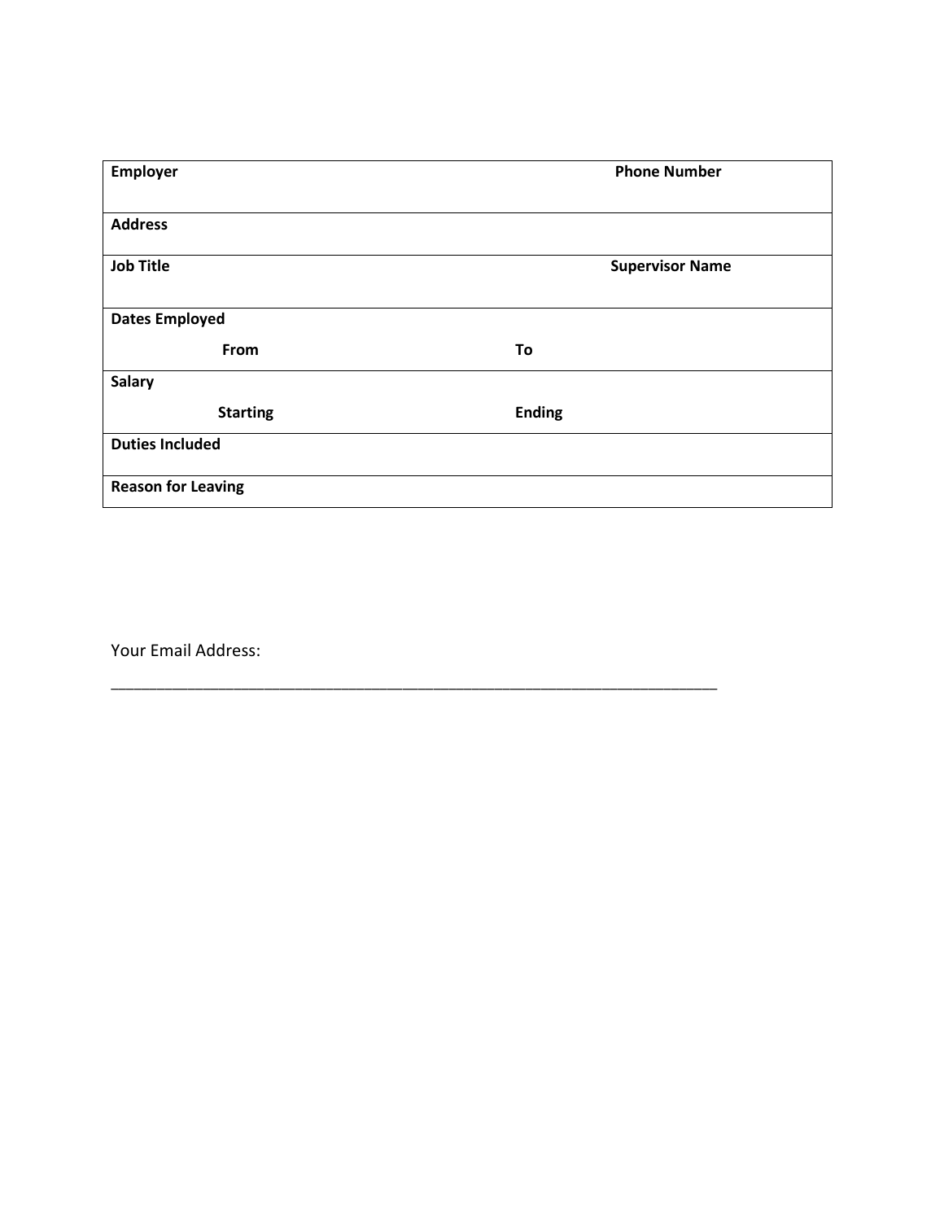| **Employer** | **Phone Number** |
| --- | --- |
| **Address** | |
| **Job Title** | **Supervisor Name** |
| **Dates Employed** | |
| **From** | **To** |
| **Salary** | |
| **Starting** | **Ending** |
| **Duties Included** | |
| **Reason for Leaving** | |

Your Email Address:
___________________________________________________________________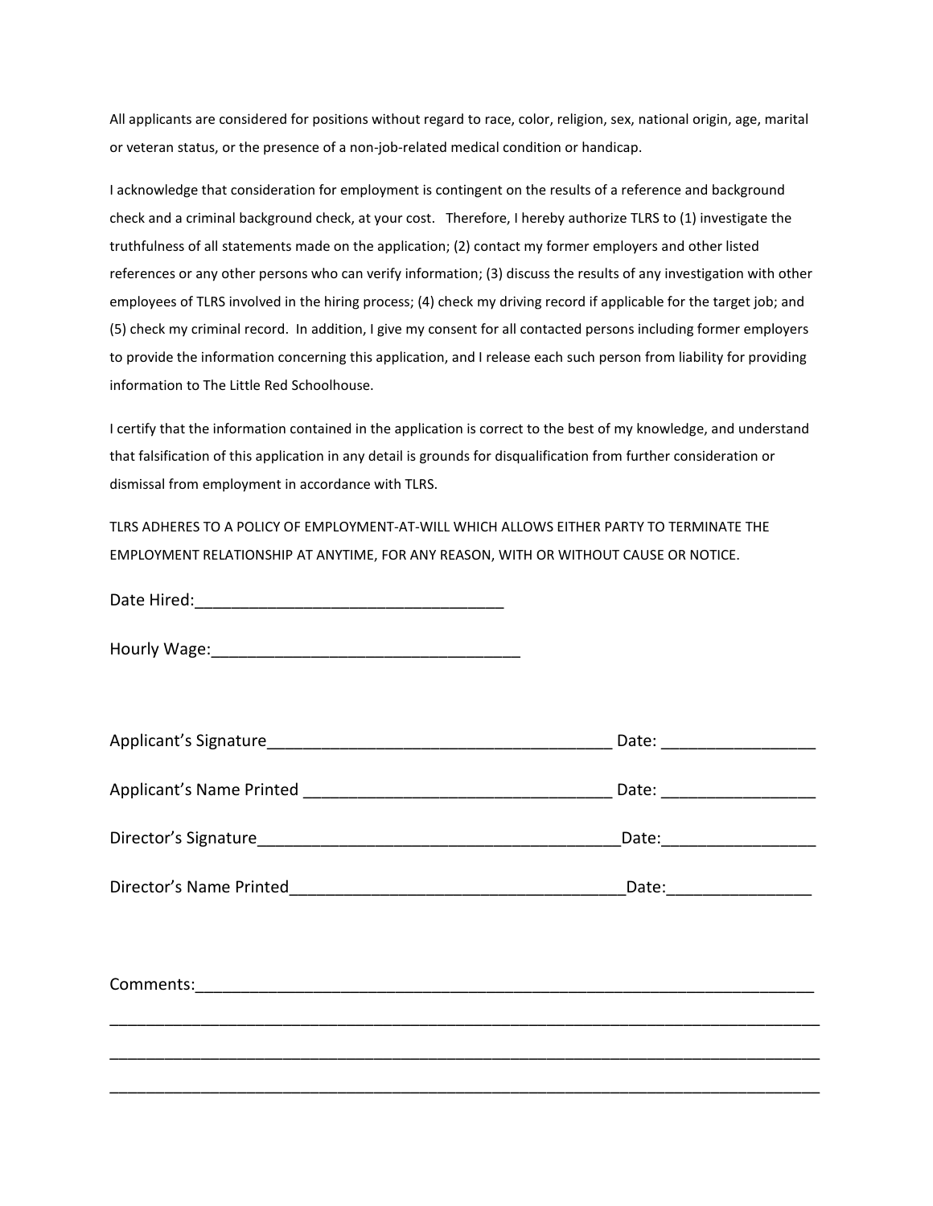All applicants are considered for positions without regard to race, color, religion, sex, national origin, age, marital or veteran status, or the presence of a non-job-related medical condition or handicap.

I acknowledge that consideration for employment is contingent on the results of a reference and background check and a criminal background check, at your cost. Therefore, I hereby authorize TLRS to (1) investigate the truthfulness of all statements made on the application; (2) contact my former employers and other listed references or any other persons who can verify information; (3) discuss the results of any investigation with other employees of TLRS involved in the hiring process; (4) check my driving record if applicable for the target job; and (5) check my criminal record. In addition, I give my consent for all contacted persons including former employers to provide the information concerning this application, and I release each such person from liability for providing information to The Little Red Schoolhouse.

I certify that the information contained in the application is correct to the best of my knowledge, and understand that falsification of this application in any detail is grounds for disqualification from further consideration or dismissal from employment in accordance with TLRS.

TLRS ADHERES TO A POLICY OF EMPLOYMENT-AT-WILL WHICH ALLOWS EITHER PARTY TO TERMINATE THE EMPLOYMENT RELATIONSHIP AT ANYTIME, FOR ANY REASON, WITH OR WITHOUT CAUSE OR NOTICE.

Date Hired:___________________________________

Hourly Wage:___________________________________

Applicant's Signature_______________________________________ Date: _________________

Applicant's Name Printed __________________________________ Date: _________________

Director's Signature__________________________________________Date:_________________

Director's Name Printed______________________________________Date:________________

Comments:_______________________________________________________________________

______________________________________________________________________________

______________________________________________________________________________

______________________________________________________________________________